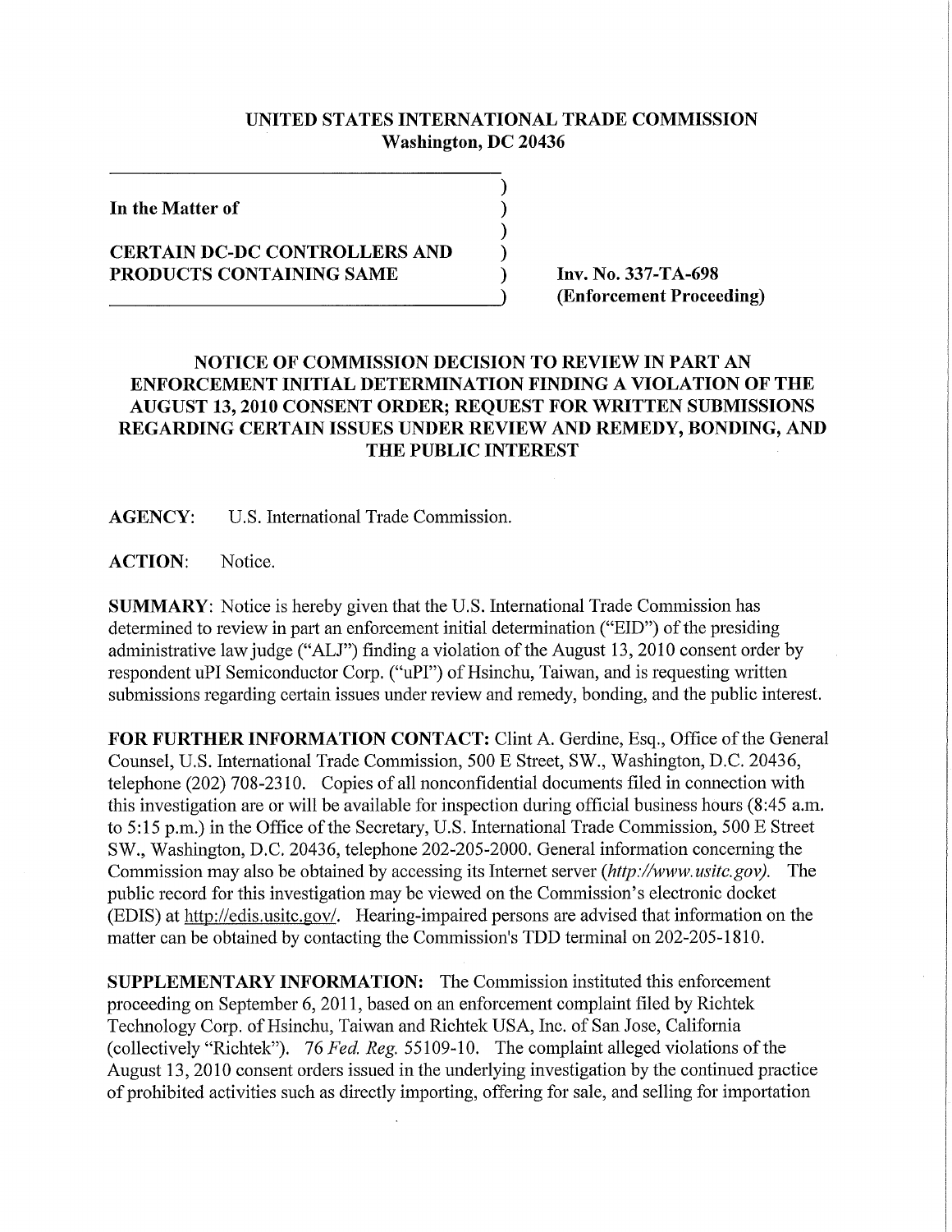**UNITED STATES INTERNATIONAL TRADE COMMISSION**
**Washington, DC 20436**

**In the Matter of**

**CERTAIN DC-DC CONTROLLERS AND PRODUCTS CONTAINING SAME**

**Inv. No. 337-TA-698**
**(Enforcement Proceeding)**

## NOTICE OF COMMISSION DECISION TO REVIEW IN PART AN ENFORCEMENT INITIAL DETERMINATION FINDING A VIOLATION OF THE AUGUST 13, 2010 CONSENT ORDER; REQUEST FOR WRITTEN SUBMISSIONS REGARDING CERTAIN ISSUES UNDER REVIEW AND REMEDY, BONDING, AND THE PUBLIC INTEREST

**AGENCY:** U.S. International Trade Commission.

**ACTION:** Notice.

**SUMMARY:** Notice is hereby given that the U.S. International Trade Commission has determined to review in part an enforcement initial determination ("EID") of the presiding administrative law judge ("ALJ") finding a violation of the August 13, 2010 consent order by respondent uPI Semiconductor Corp. ("uPI") of Hsinchu, Taiwan, and is requesting written submissions regarding certain issues under review and remedy, bonding, and the public interest.

**FOR FURTHER INFORMATION CONTACT:** Clint A. Gerdine, Esq., Office of the General Counsel, U.S. International Trade Commission, 500 E Street, SW., Washington, D.C. 20436, telephone (202) 708-2310. Copies of all nonconfidential documents filed in connection with this investigation are or will be available for inspection during official business hours (8:45 a.m. to 5:15 p.m.) in the Office of the Secretary, U.S. International Trade Commission, 500 E Street SW., Washington, D.C. 20436, telephone 202-205-2000. General information concerning the Commission may also be obtained by accessing its Internet server (*http://www.usitc.gov*). The public record for this investigation may be viewed on the Commission's electronic docket (EDIS) at http://edis.usitc.gov/. Hearing-impaired persons are advised that information on the matter can be obtained by contacting the Commission's TDD terminal on 202-205-1810.

**SUPPLEMENTARY INFORMATION:** The Commission instituted this enforcement proceeding on September 6, 2011, based on an enforcement complaint filed by Richtek Technology Corp. of Hsinchu, Taiwan and Richtek USA, Inc. of San Jose, California (collectively "Richtek"). 76 *Fed. Reg.* 55109-10. The complaint alleged violations of the August 13, 2010 consent orders issued in the underlying investigation by the continued practice of prohibited activities such as directly importing, offering for sale, and selling for importation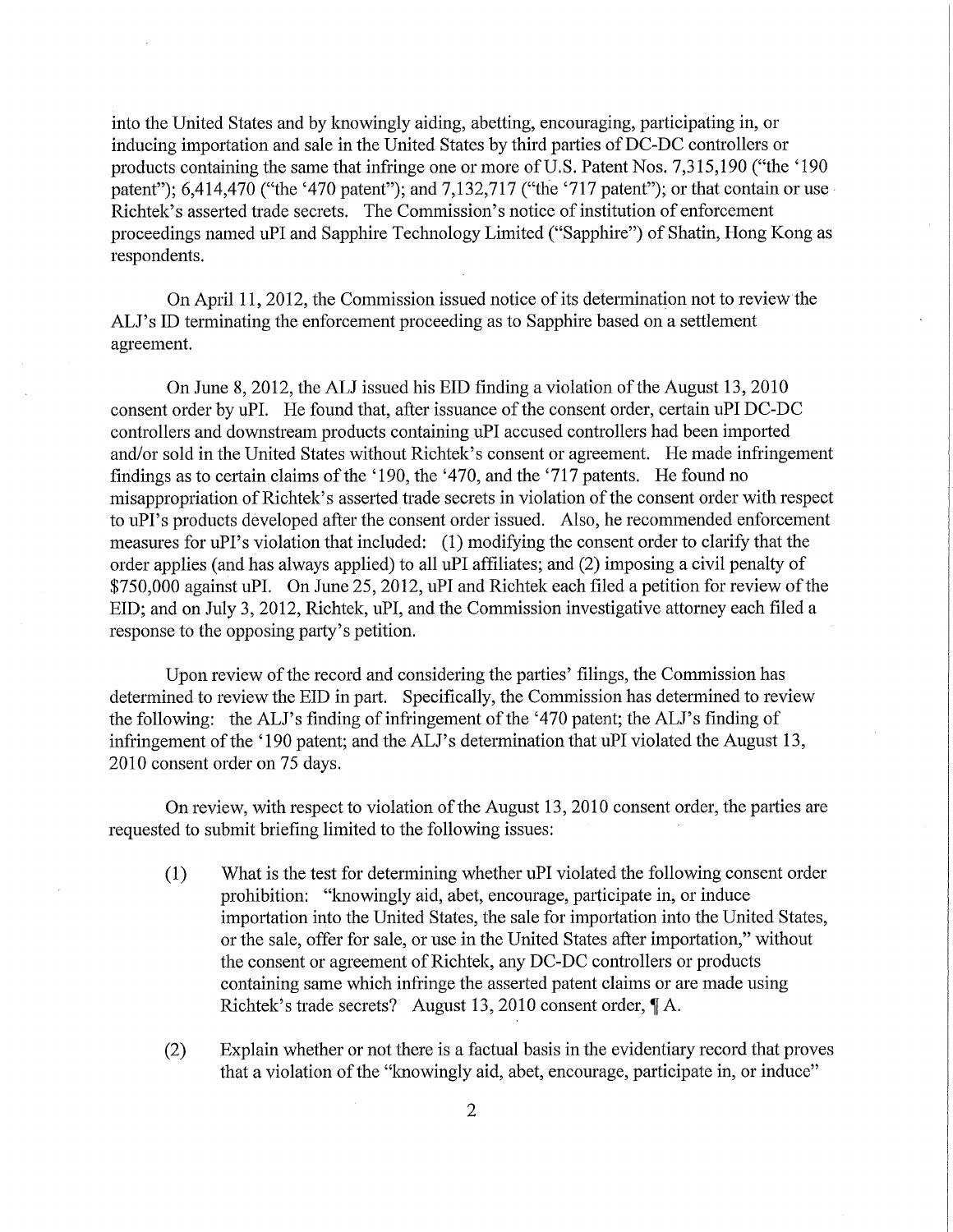into the United States and by knowingly aiding, abetting, encouraging, participating in, or inducing importation and sale in the United States by third parties of DC-DC controllers or products containing the same that infringe one or more of U.S. Patent Nos. 7,315,190 ("the '190 patent"); 6,414,470 ("the '470 patent"); and 7,132,717 ("the '717 patent"); or that contain or use Richtek's asserted trade secrets. The Commission's notice of institution of enforcement proceedings named uPI and Sapphire Technology Limited ("Sapphire") of Shatin, Hong Kong as respondents.

On April 11, 2012, the Commission issued notice of its determination not to review the ALJ's ID terminating the enforcement proceeding as to Sapphire based on a settlement agreement.

On June 8, 2012, the ALJ issued his EID finding a violation of the August 13, 2010 consent order by uPI. He found that, after issuance of the consent order, certain uPI DC-DC controllers and downstream products containing uPI accused controllers had been imported and/or sold in the United States without Richtek's consent or agreement. He made infringement findings as to certain claims of the '190, the '470, and the '717 patents. He found no misappropriation of Richtek's asserted trade secrets in violation of the consent order with respect to uPI's products developed after the consent order issued. Also, he recommended enforcement measures for uPI's violation that included: (1) modifying the consent order to clarify that the order applies (and has always applied) to all uPI affiliates; and (2) imposing a civil penalty of $750,000 against uPI. On June 25, 2012, uPI and Richtek each filed a petition for review of the EID; and on July 3, 2012, Richtek, uPI, and the Commission investigative attorney each filed a response to the opposing party's petition.

Upon review of the record and considering the parties' filings, the Commission has determined to review the EID in part. Specifically, the Commission has determined to review the following: the ALJ's finding of infringement of the '470 patent; the ALJ's finding of infringement of the '190 patent; and the ALJ's determination that uPI violated the August 13, 2010 consent order on 75 days.

On review, with respect to violation of the August 13, 2010 consent order, the parties are requested to submit briefing limited to the following issues:

(1) What is the test for determining whether uPI violated the following consent order prohibition: "knowingly aid, abet, encourage, participate in, or induce importation into the United States, the sale for importation into the United States, or the sale, offer for sale, or use in the United States after importation," without the consent or agreement of Richtek, any DC-DC controllers or products containing same which infringe the asserted patent claims or are made using Richtek's trade secrets? August 13, 2010 consent order, ¶ A.

(2) Explain whether or not there is a factual basis in the evidentiary record that proves that a violation of the "knowingly aid, abet, encourage, participate in, or induce"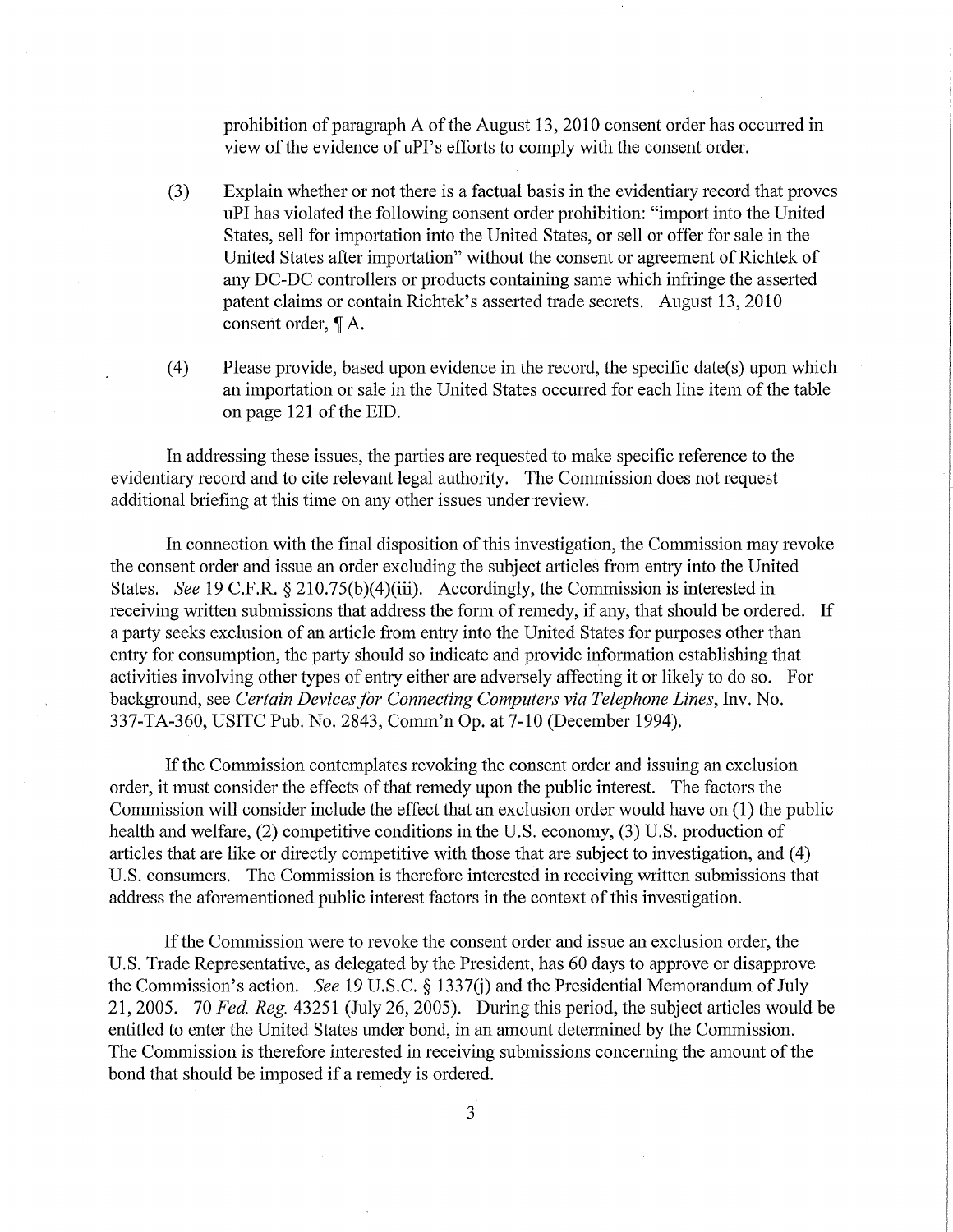prohibition of paragraph A of the August 13, 2010 consent order has occurred in view of the evidence of uPI's efforts to comply with the consent order.

(3) Explain whether or not there is a factual basis in the evidentiary record that proves uPI has violated the following consent order prohibition: "import into the United States, sell for importation into the United States, or sell or offer for sale in the United States after importation" without the consent or agreement of Richtek of any DC-DC controllers or products containing same which infringe the asserted patent claims or contain Richtek's asserted trade secrets. August 13, 2010 consent order, ¶ A.

(4) Please provide, based upon evidence in the record, the specific date(s) upon which an importation or sale in the United States occurred for each line item of the table on page 121 of the EID.

In addressing these issues, the parties are requested to make specific reference to the evidentiary record and to cite relevant legal authority. The Commission does not request additional briefing at this time on any other issues under review.

In connection with the final disposition of this investigation, the Commission may revoke the consent order and issue an order excluding the subject articles from entry into the United States. *See* 19 C.F.R. § 210.75(b)(4)(iii). Accordingly, the Commission is interested in receiving written submissions that address the form of remedy, if any, that should be ordered. If a party seeks exclusion of an article from entry into the United States for purposes other than entry for consumption, the party should so indicate and provide information establishing that activities involving other types of entry either are adversely affecting it or likely to do so. For background, see *Certain Devices for Connecting Computers via Telephone Lines*, Inv. No. 337-TA-360, USITC Pub. No. 2843, Comm'n Op. at 7-10 (December 1994).

If the Commission contemplates revoking the consent order and issuing an exclusion order, it must consider the effects of that remedy upon the public interest. The factors the Commission will consider include the effect that an exclusion order would have on (1) the public health and welfare, (2) competitive conditions in the U.S. economy, (3) U.S. production of articles that are like or directly competitive with those that are subject to investigation, and (4) U.S. consumers. The Commission is therefore interested in receiving written submissions that address the aforementioned public interest factors in the context of this investigation.

If the Commission were to revoke the consent order and issue an exclusion order, the U.S. Trade Representative, as delegated by the President, has 60 days to approve or disapprove the Commission's action. *See* 19 U.S.C. § 1337(j) and the Presidential Memorandum of July 21, 2005. 70 *Fed. Reg.* 43251 (July 26, 2005). During this period, the subject articles would be entitled to enter the United States under bond, in an amount determined by the Commission. The Commission is therefore interested in receiving submissions concerning the amount of the bond that should be imposed if a remedy is ordered.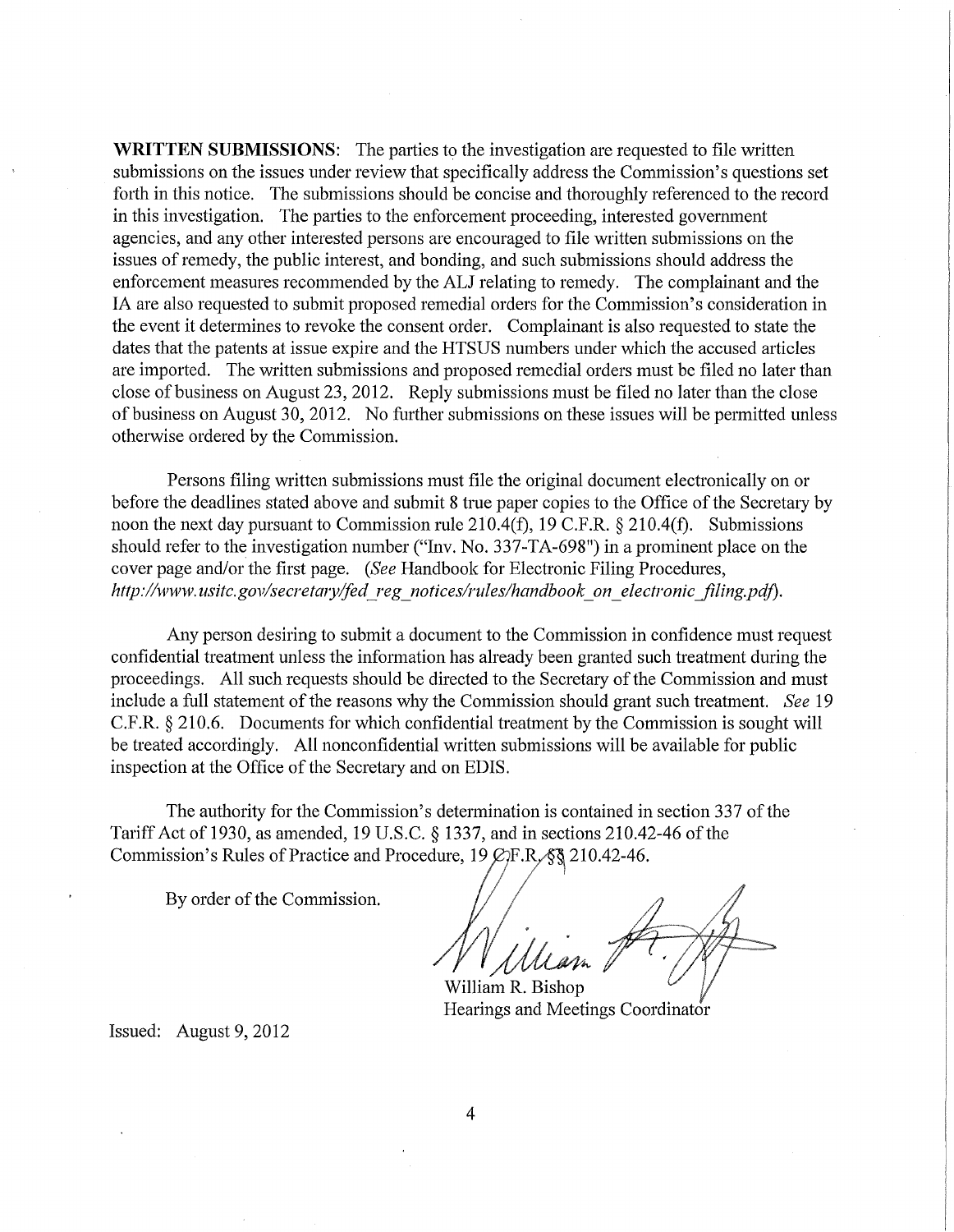**WRITTEN SUBMISSIONS**: The parties to the investigation are requested to file written submissions on the issues under review that specifically address the Commission's questions set forth in this notice. The submissions should be concise and thoroughly referenced to the record in this investigation. The parties to the enforcement proceeding, interested government agencies, and any other interested persons are encouraged to file written submissions on the issues of remedy, the public interest, and bonding, and such submissions should address the enforcement measures recommended by the ALJ relating to remedy. The complainant and the IA are also requested to submit proposed remedial orders for the Commission's consideration in the event it determines to revoke the consent order. Complainant is also requested to state the dates that the patents at issue expire and the HTSUS numbers under which the accused articles are imported. The written submissions and proposed remedial orders must be filed no later than close of business on August 23, 2012. Reply submissions must be filed no later than the close of business on August 30, 2012. No further submissions on these issues will be permitted unless otherwise ordered by the Commission.

Persons filing written submissions must file the original document electronically on or before the deadlines stated above and submit 8 true paper copies to the Office of the Secretary by noon the next day pursuant to Commission rule 210.4(f), 19 C.F.R. § 210.4(f). Submissions should refer to the investigation number ("Inv. No. 337-TA-698") in a prominent place on the cover page and/or the first page. (*See* Handbook for Electronic Filing Procedures, *http://www.usitc.gov/secretary/fed_reg_notices/rules/handbook_on_electronic_filing.pdf*).

Any person desiring to submit a document to the Commission in confidence must request confidential treatment unless the information has already been granted such treatment during the proceedings. All such requests should be directed to the Secretary of the Commission and must include a full statement of the reasons why the Commission should grant such treatment. *See* 19 C.F.R. § 210.6. Documents for which confidential treatment by the Commission is sought will be treated accordingly. All nonconfidential written submissions will be available for public inspection at the Office of the Secretary and on EDIS.

The authority for the Commission's determination is contained in section 337 of the Tariff Act of 1930, as amended, 19 U.S.C. § 1337, and in sections 210.42-46 of the Commission's Rules of Practice and Procedure, 19 C.F.R. §§ 210.42-46.

By order of the Commission.

William R. Bishop
Hearings and Meetings Coordinator

Issued: August 9, 2012